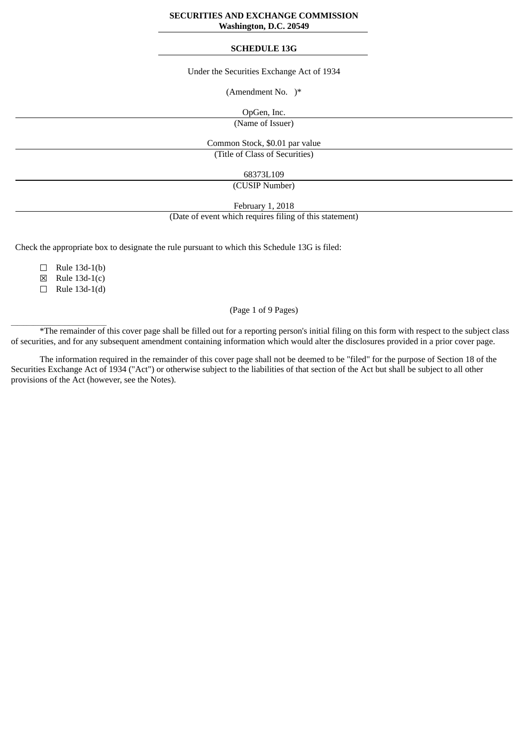**SECURITIES AND EXCHANGE COMMISSION**
**Washington, D.C. 20549**

**SCHEDULE 13G**

Under the Securities Exchange Act of 1934

(Amendment No.   )*

OpGen, Inc.
(Name of Issuer)

Common Stock, $0.01 par value
(Title of Class of Securities)

68373L109
(CUSIP Number)

February 1, 2018
(Date of event which requires filing of this statement)

Check the appropriate box to designate the rule pursuant to which this Schedule 13G is filed:

☐ Rule 13d-1(b)
☒ Rule 13d-1(c)
☐ Rule 13d-1(d)

(Page 1 of 9 Pages)

______________________

*The remainder of this cover page shall be filled out for a reporting person's initial filing on this form with respect to the subject class of securities, and for any subsequent amendment containing information which would alter the disclosures provided in a prior cover page.

The information required in the remainder of this cover page shall not be deemed to be "filed" for the purpose of Section 18 of the Securities Exchange Act of 1934 ("Act") or otherwise subject to the liabilities of that section of the Act but shall be subject to all other provisions of the Act (however, see the Notes).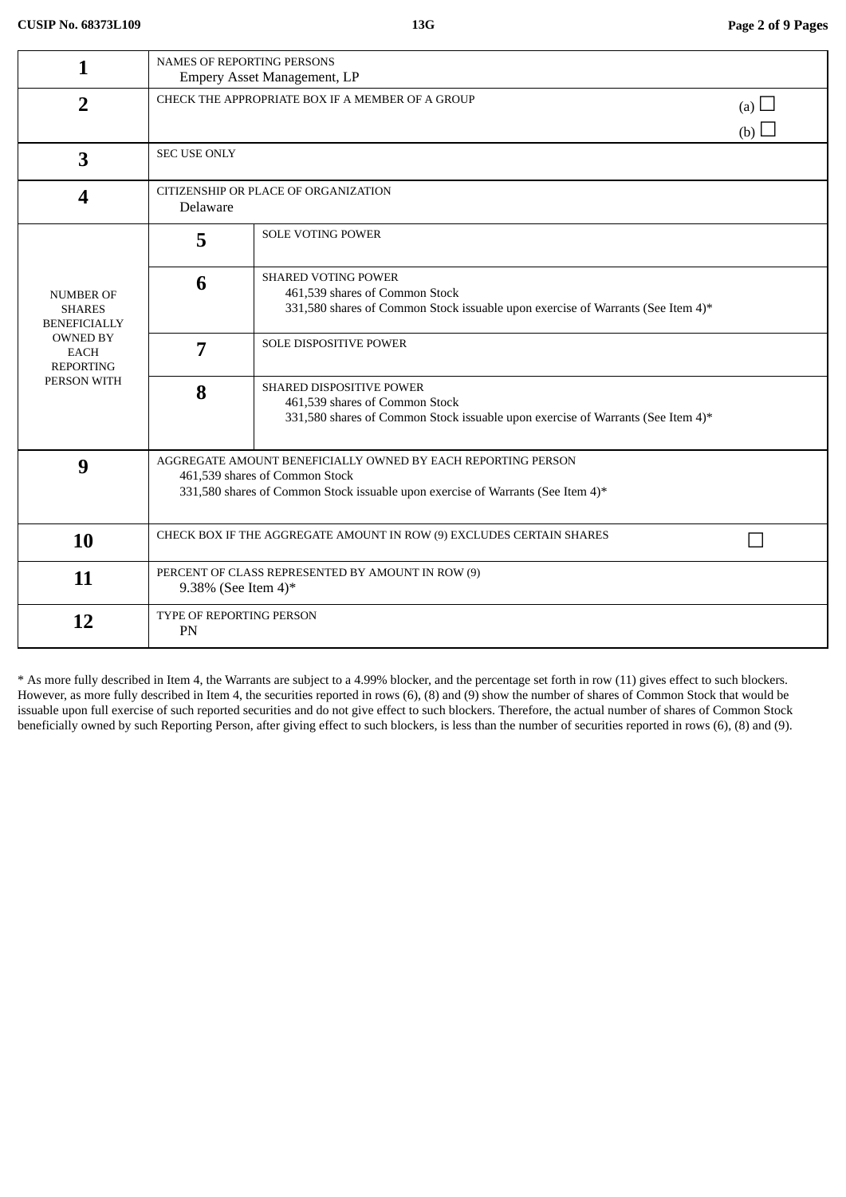| 1 | NAMES OF REPORTING PERSONS<br>Empery Asset Management, LP | |
|---|---|---|
| 2 | CHECK THE APPROPRIATE BOX IF A MEMBER OF A GROUP | (a) ☐<br>(b) ☐ |
| 3 | SEC USE ONLY | |
| 4 | CITIZENSHIP OR PLACE OF ORGANIZATION<br>Delaware | |

| NUMBER OF SHARES BENEFICIALLY OWNED BY EACH REPORTING PERSON WITH | | |
|---|---|---|
| | 5 | SOLE VOTING POWER |
| | 6 | SHARED VOTING POWER<br>461,539 shares of Common Stock<br>331,580 shares of Common Stock issuable upon exercise of Warrants (See Item 4)* |
| | 7 | SOLE DISPOSITIVE POWER |
| | 8 | SHARED DISPOSITIVE POWER<br>461,539 shares of Common Stock<br>331,580 shares of Common Stock issuable upon exercise of Warrants (See Item 4)* |

| 9 | AGGREGATE AMOUNT BENEFICIALLY OWNED BY EACH REPORTING PERSON<br>461,539 shares of Common Stock<br>331,580 shares of Common Stock issuable upon exercise of Warrants (See Item 4)* | |
|---|---|---|
| 10 | CHECK BOX IF THE AGGREGATE AMOUNT IN ROW (9) EXCLUDES CERTAIN SHARES | ☐ |
| 11 | PERCENT OF CLASS REPRESENTED BY AMOUNT IN ROW (9)<br>9.38% (See Item 4)* | |
| 12 | TYPE OF REPORTING PERSON<br>PN | |

* As more fully described in Item 4, the Warrants are subject to a 4.99% blocker, and the percentage set forth in row (11) gives effect to such blockers. However, as more fully described in Item 4, the securities reported in rows (6), (8) and (9) show the number of shares of Common Stock that would be issuable upon full exercise of such reported securities and do not give effect to such blockers. Therefore, the actual number of shares of Common Stock beneficially owned by such Reporting Person, after giving effect to such blockers, is less than the number of securities reported in rows (6), (8) and (9).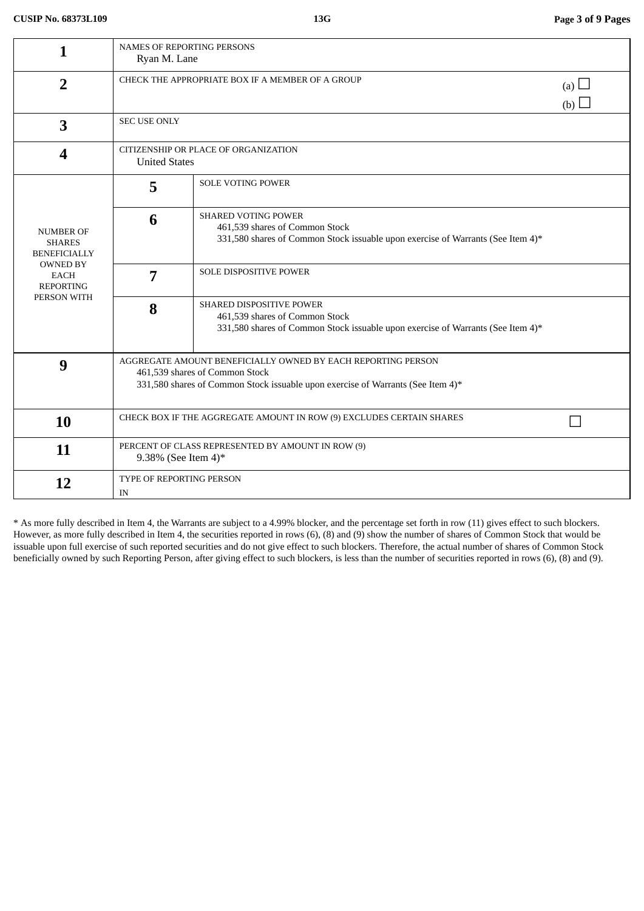| | | | |
|---|---|---|---|
| **1** | NAMES OF REPORTING PERSONS<br>Ryan M. Lane | | |
| **2** | CHECK THE APPROPRIATE BOX IF A MEMBER OF A GROUP | | (a) ☐<br>(b) ☐ |
| **3** | SEC USE ONLY | | |
| **4** | CITIZENSHIP OR PLACE OF ORGANIZATION<br>United States | | |
| NUMBER OF SHARES BENEFICIALLY OWNED BY EACH REPORTING PERSON WITH | **5** | SOLE VOTING POWER | |
| | **6** | SHARED VOTING POWER<br>461,539 shares of Common Stock<br>331,580 shares of Common Stock issuable upon exercise of Warrants (See Item 4)* | |
| | **7** | SOLE DISPOSITIVE POWER | |
| | **8** | SHARED DISPOSITIVE POWER<br>461,539 shares of Common Stock<br>331,580 shares of Common Stock issuable upon exercise of Warrants (See Item 4)* | |
| **9** | AGGREGATE AMOUNT BENEFICIALLY OWNED BY EACH REPORTING PERSON<br>461,539 shares of Common Stock<br>331,580 shares of Common Stock issuable upon exercise of Warrants (See Item 4)* | | |
| **10** | CHECK BOX IF THE AGGREGATE AMOUNT IN ROW (9) EXCLUDES CERTAIN SHARES | | ☐ |
| **11** | PERCENT OF CLASS REPRESENTED BY AMOUNT IN ROW (9)<br>9.38% (See Item 4)* | | |
| **12** | TYPE OF REPORTING PERSON<br>IN | | |

* As more fully described in Item 4, the Warrants are subject to a 4.99% blocker, and the percentage set forth in row (11) gives effect to such blockers. However, as more fully described in Item 4, the securities reported in rows (6), (8) and (9) show the number of shares of Common Stock that would be issuable upon full exercise of such reported securities and do not give effect to such blockers. Therefore, the actual number of shares of Common Stock beneficially owned by such Reporting Person, after giving effect to such blockers, is less than the number of securities reported in rows (6), (8) and (9).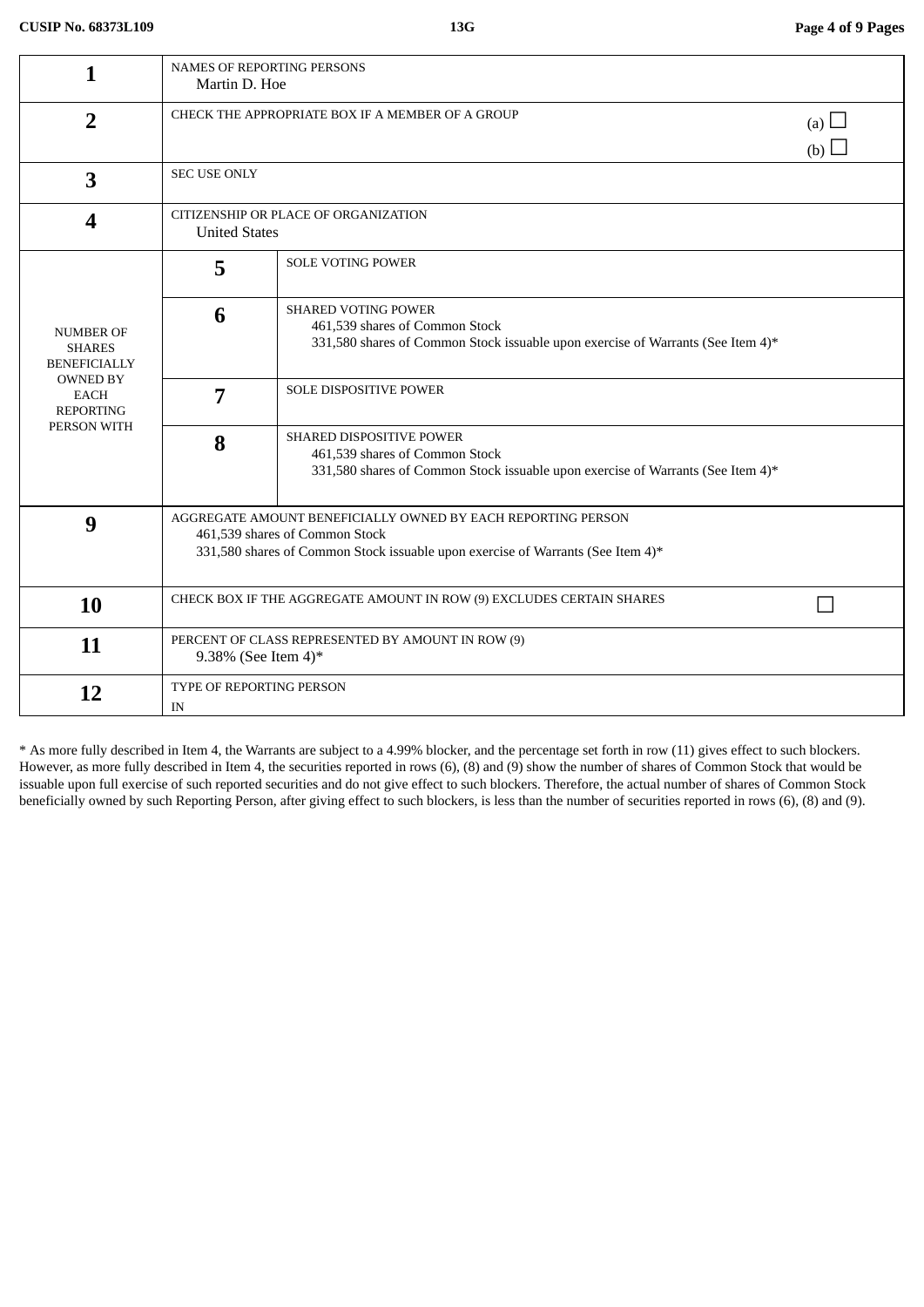| | | | |
|---|---|---|---|
| **1** | NAMES OF REPORTING PERSONS<br>Martin D. Hoe | | |
| **2** | CHECK THE APPROPRIATE BOX IF A MEMBER OF A GROUP | | (a) ☐<br>(b) ☐ |
| **3** | SEC USE ONLY | | |
| **4** | CITIZENSHIP OR PLACE OF ORGANIZATION<br>United States | | |
| NUMBER OF SHARES BENEFICIALLY OWNED BY EACH REPORTING PERSON WITH | **5** | SOLE VOTING POWER | |
| | **6** | SHARED VOTING POWER<br>461,539 shares of Common Stock<br>331,580 shares of Common Stock issuable upon exercise of Warrants (See Item 4)* | |
| | **7** | SOLE DISPOSITIVE POWER | |
| | **8** | SHARED DISPOSITIVE POWER<br>461,539 shares of Common Stock<br>331,580 shares of Common Stock issuable upon exercise of Warrants (See Item 4)* | |
| **9** | AGGREGATE AMOUNT BENEFICIALLY OWNED BY EACH REPORTING PERSON<br>461,539 shares of Common Stock<br>331,580 shares of Common Stock issuable upon exercise of Warrants (See Item 4)* | | |
| **10** | CHECK BOX IF THE AGGREGATE AMOUNT IN ROW (9) EXCLUDES CERTAIN SHARES | | ☐ |
| **11** | PERCENT OF CLASS REPRESENTED BY AMOUNT IN ROW (9)<br>9.38% (See Item 4)* | | |
| **12** | TYPE OF REPORTING PERSON<br>IN | | |

* As more fully described in Item 4, the Warrants are subject to a 4.99% blocker, and the percentage set forth in row (11) gives effect to such blockers. However, as more fully described in Item 4, the securities reported in rows (6), (8) and (9) show the number of shares of Common Stock that would be issuable upon full exercise of such reported securities and do not give effect to such blockers. Therefore, the actual number of shares of Common Stock beneficially owned by such Reporting Person, after giving effect to such blockers, is less than the number of securities reported in rows (6), (8) and (9).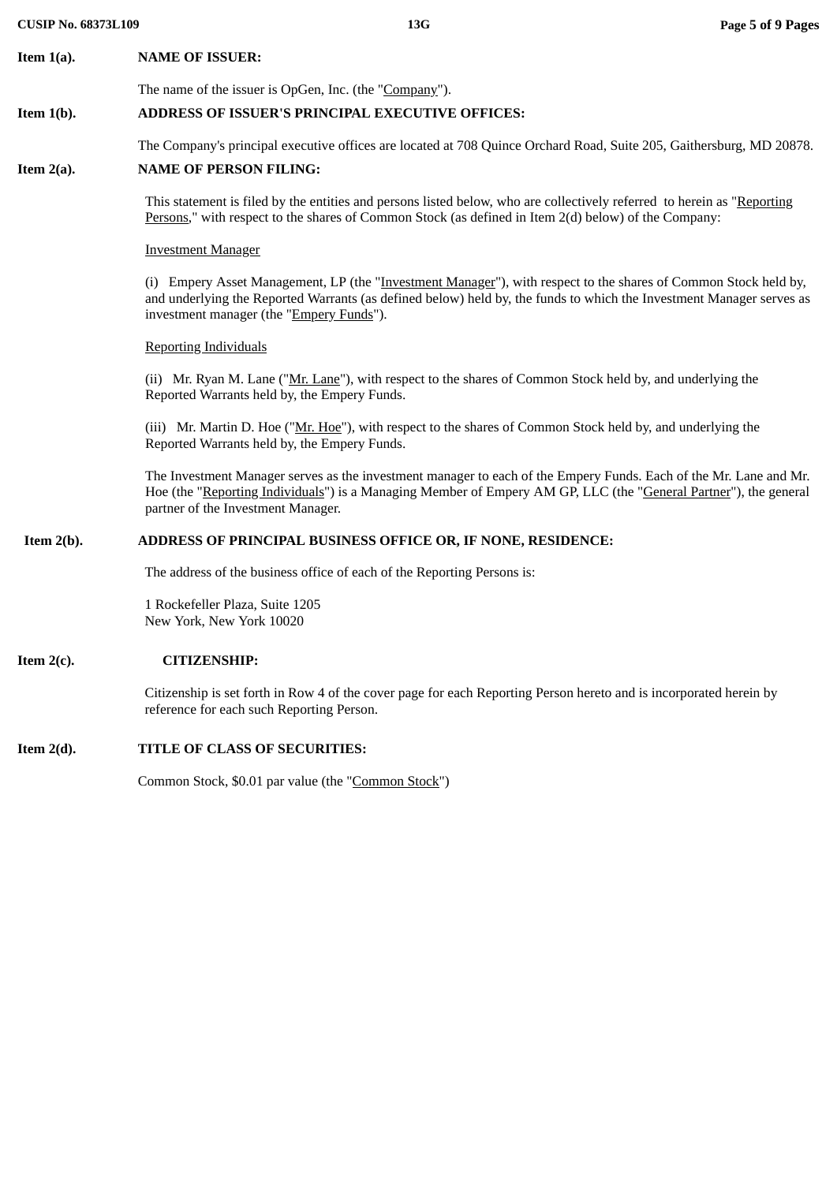**Item 1(a).** **NAME OF ISSUER:**

The name of the issuer is OpGen, Inc. (the "Company").

**Item 1(b).** **ADDRESS OF ISSUER'S PRINCIPAL EXECUTIVE OFFICES:**

The Company's principal executive offices are located at 708 Quince Orchard Road, Suite 205, Gaithersburg, MD 20878.

**Item 2(a).** **NAME OF PERSON FILING:**

This statement is filed by the entities and persons listed below, who are collectively referred to herein as "Reporting Persons," with respect to the shares of Common Stock (as defined in Item 2(d) below) of the Company:

Investment Manager

(i) Empery Asset Management, LP (the "Investment Manager"), with respect to the shares of Common Stock held by, and underlying the Reported Warrants (as defined below) held by, the funds to which the Investment Manager serves as investment manager (the "Empery Funds").

Reporting Individuals

(ii) Mr. Ryan M. Lane ("Mr. Lane"), with respect to the shares of Common Stock held by, and underlying the Reported Warrants held by, the Empery Funds.

(iii) Mr. Martin D. Hoe ("Mr. Hoe"), with respect to the shares of Common Stock held by, and underlying the Reported Warrants held by, the Empery Funds.

The Investment Manager serves as the investment manager to each of the Empery Funds. Each of the Mr. Lane and Mr. Hoe (the "Reporting Individuals") is a Managing Member of Empery AM GP, LLC (the "General Partner"), the general partner of the Investment Manager.

**Item 2(b).** **ADDRESS OF PRINCIPAL BUSINESS OFFICE OR, IF NONE, RESIDENCE:**

The address of the business office of each of the Reporting Persons is:

1 Rockefeller Plaza, Suite 1205
New York, New York 10020

**Item 2(c).** **CITIZENSHIP:**

Citizenship is set forth in Row 4 of the cover page for each Reporting Person hereto and is incorporated herein by reference for each such Reporting Person.

**Item 2(d).** **TITLE OF CLASS OF SECURITIES:**

Common Stock, $0.01 par value (the "Common Stock")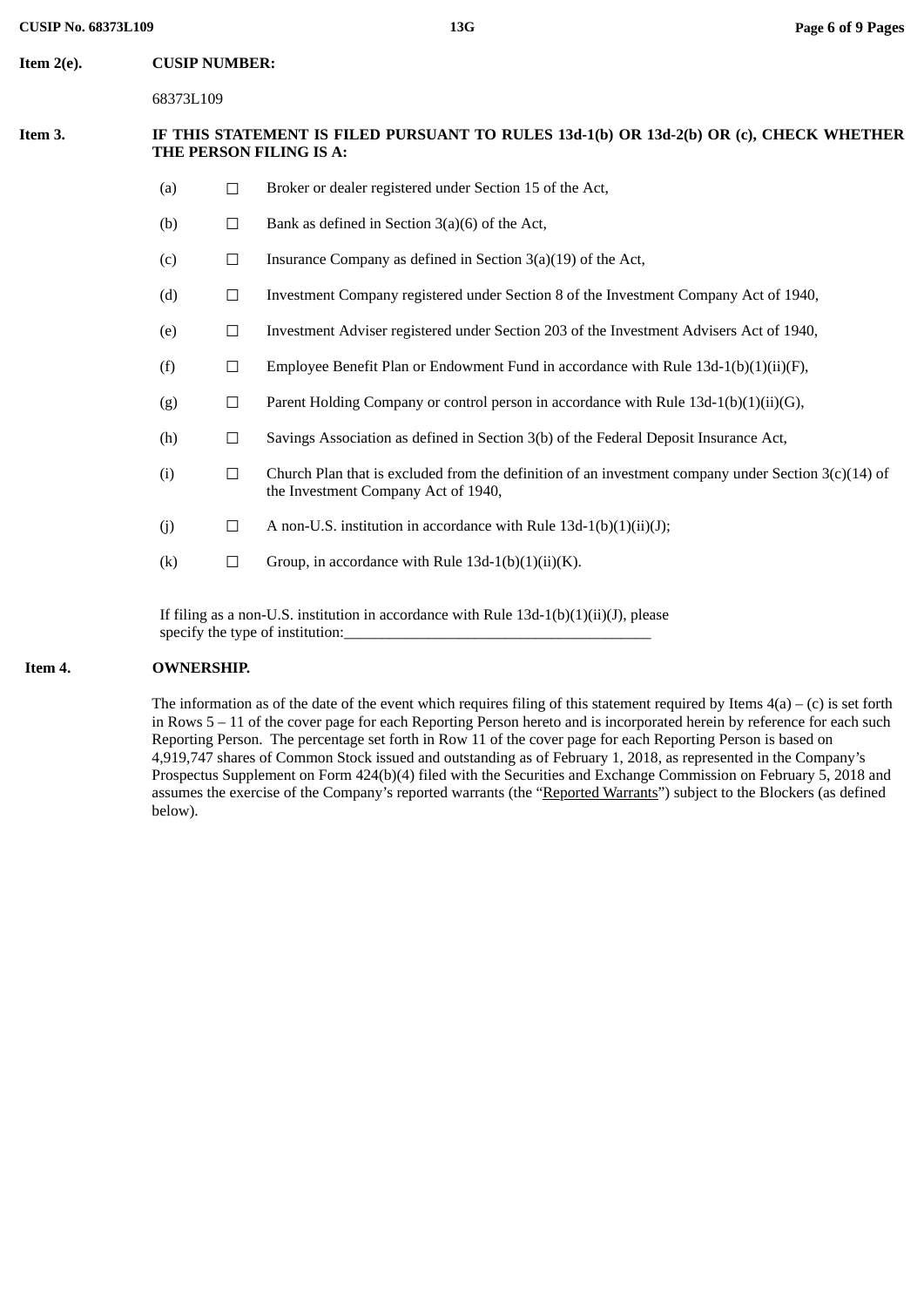**Item 2(e). CUSIP NUMBER:**

68373L109

**Item 3. IF THIS STATEMENT IS FILED PURSUANT TO RULES 13d-1(b) OR 13d-2(b) OR (c), CHECK WHETHER THE PERSON FILING IS A:**

(a) ☐ Broker or dealer registered under Section 15 of the Act,

(b) ☐ Bank as defined in Section 3(a)(6) of the Act,

(c) ☐ Insurance Company as defined in Section 3(a)(19) of the Act,

(d) ☐ Investment Company registered under Section 8 of the Investment Company Act of 1940,

(e) ☐ Investment Adviser registered under Section 203 of the Investment Advisers Act of 1940,

(f) ☐ Employee Benefit Plan or Endowment Fund in accordance with Rule 13d-1(b)(1)(ii)(F),

(g) ☐ Parent Holding Company or control person in accordance with Rule 13d-1(b)(1)(ii)(G),

(h) ☐ Savings Association as defined in Section 3(b) of the Federal Deposit Insurance Act,

(i) ☐ Church Plan that is excluded from the definition of an investment company under Section 3(c)(14) of the Investment Company Act of 1940,

(j) ☐ A non-U.S. institution in accordance with Rule 13d-1(b)(1)(ii)(J);

(k) ☐ Group, in accordance with Rule 13d-1(b)(1)(ii)(K).

If filing as a non-U.S. institution in accordance with Rule 13d-1(b)(1)(ii)(J), please specify the type of institution:________________________________________

**Item 4. OWNERSHIP.**

The information as of the date of the event which requires filing of this statement required by Items 4(a) – (c) is set forth in Rows 5 – 11 of the cover page for each Reporting Person hereto and is incorporated herein by reference for each such Reporting Person. The percentage set forth in Row 11 of the cover page for each Reporting Person is based on 4,919,747 shares of Common Stock issued and outstanding as of February 1, 2018, as represented in the Company's Prospectus Supplement on Form 424(b)(4) filed with the Securities and Exchange Commission on February 5, 2018 and assumes the exercise of the Company's reported warrants (the "Reported Warrants") subject to the Blockers (as defined below).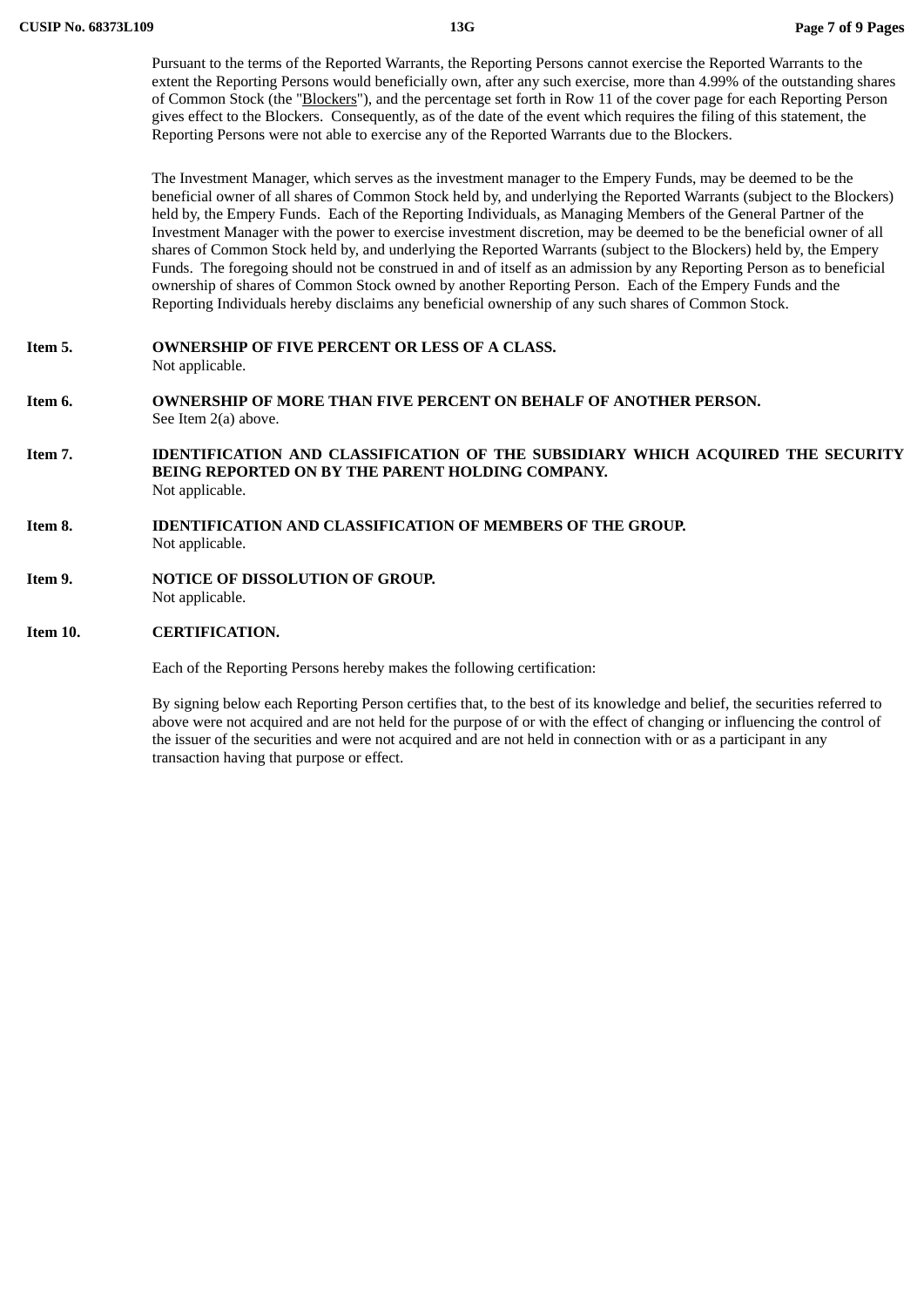Pursuant to the terms of the Reported Warrants, the Reporting Persons cannot exercise the Reported Warrants to the extent the Reporting Persons would beneficially own, after any such exercise, more than 4.99% of the outstanding shares of Common Stock (the "Blockers"), and the percentage set forth in Row 11 of the cover page for each Reporting Person gives effect to the Blockers. Consequently, as of the date of the event which requires the filing of this statement, the Reporting Persons were not able to exercise any of the Reported Warrants due to the Blockers.

The Investment Manager, which serves as the investment manager to the Empery Funds, may be deemed to be the beneficial owner of all shares of Common Stock held by, and underlying the Reported Warrants (subject to the Blockers) held by, the Empery Funds. Each of the Reporting Individuals, as Managing Members of the General Partner of the Investment Manager with the power to exercise investment discretion, may be deemed to be the beneficial owner of all shares of Common Stock held by, and underlying the Reported Warrants (subject to the Blockers) held by, the Empery Funds. The foregoing should not be construed in and of itself as an admission by any Reporting Person as to beneficial ownership of shares of Common Stock owned by another Reporting Person. Each of the Empery Funds and the Reporting Individuals hereby disclaims any beneficial ownership of any such shares of Common Stock.

**Item 5. OWNERSHIP OF FIVE PERCENT OR LESS OF A CLASS.**

Not applicable.

**Item 6. OWNERSHIP OF MORE THAN FIVE PERCENT ON BEHALF OF ANOTHER PERSON.**

See Item 2(a) above.

**Item 7. IDENTIFICATION AND CLASSIFICATION OF THE SUBSIDIARY WHICH ACQUIRED THE SECURITY BEING REPORTED ON BY THE PARENT HOLDING COMPANY.**

Not applicable.

**Item 8. IDENTIFICATION AND CLASSIFICATION OF MEMBERS OF THE GROUP.**

Not applicable.

**Item 9. NOTICE OF DISSOLUTION OF GROUP.**

Not applicable.

**Item 10. CERTIFICATION.**

Each of the Reporting Persons hereby makes the following certification:

By signing below each Reporting Person certifies that, to the best of its knowledge and belief, the securities referred to above were not acquired and are not held for the purpose of or with the effect of changing or influencing the control of the issuer of the securities and were not acquired and are not held in connection with or as a participant in any transaction having that purpose or effect.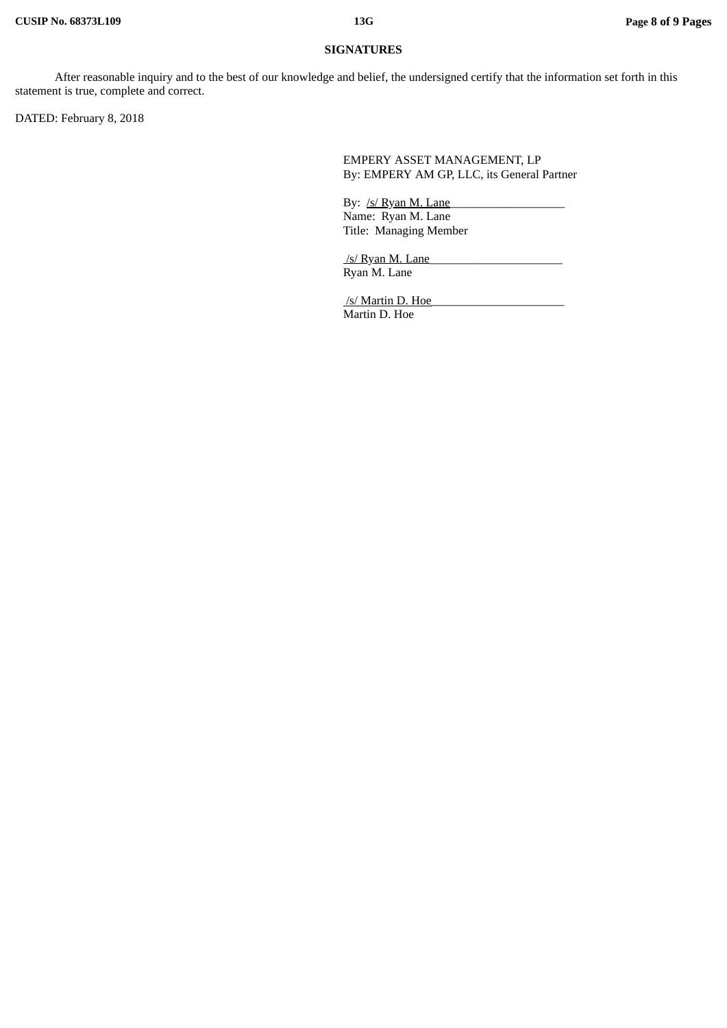**SIGNATURES**

After reasonable inquiry and to the best of our knowledge and belief, the undersigned certify that the information set forth in this statement is true, complete and correct.

DATED: February 8, 2018

EMPERY ASSET MANAGEMENT, LP
By: EMPERY AM GP, LLC, its General Partner

By: /s/ Ryan M. Lane
Name: Ryan M. Lane
Title: Managing Member

/s/ Ryan M. Lane
Ryan M. Lane

/s/ Martin D. Hoe
Martin D. Hoe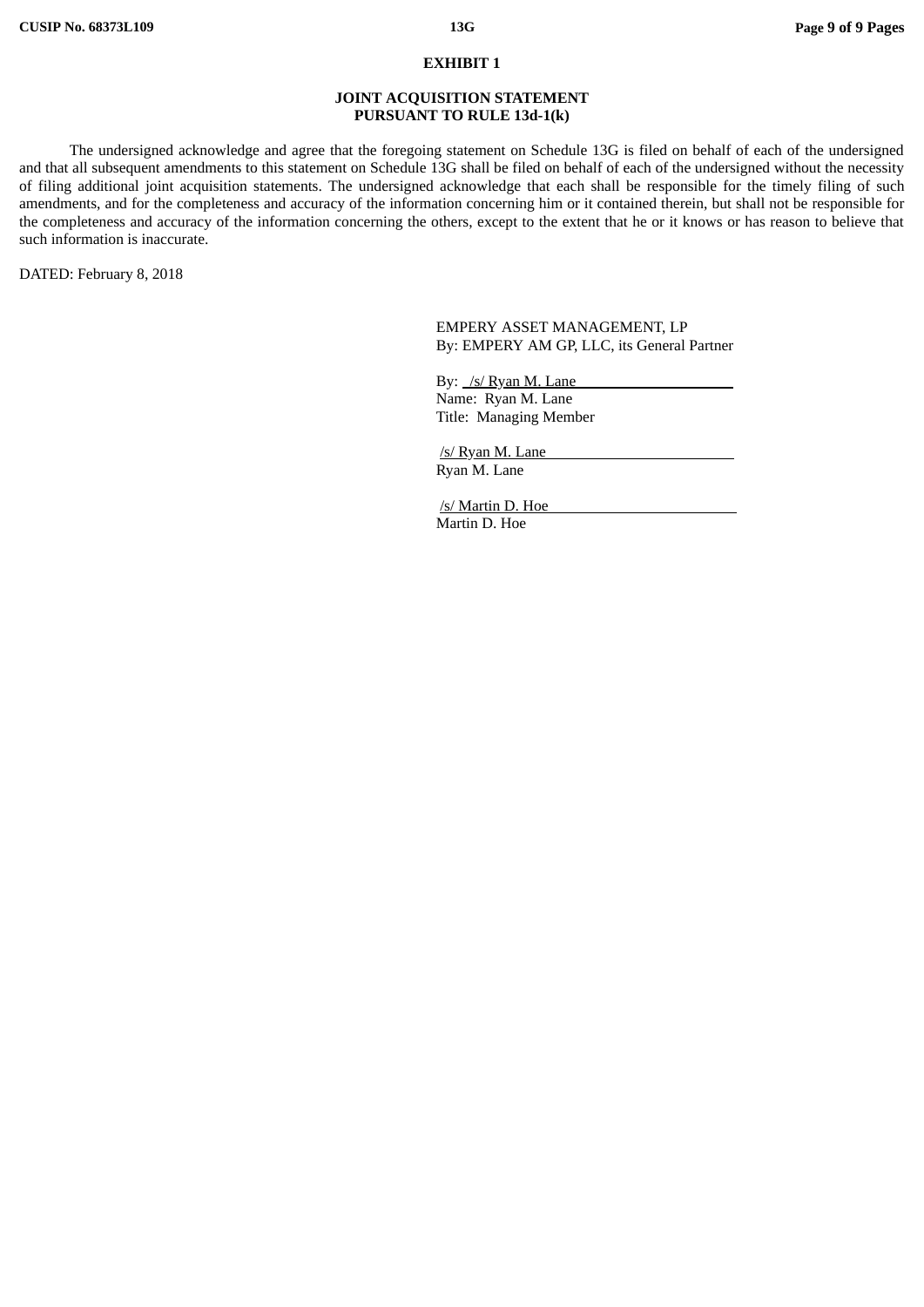**EXHIBIT 1**

**JOINT ACQUISITION STATEMENT**
**PURSUANT TO RULE 13d-1(k)**

The undersigned acknowledge and agree that the foregoing statement on Schedule 13G is filed on behalf of each of the undersigned and that all subsequent amendments to this statement on Schedule 13G shall be filed on behalf of each of the undersigned without the necessity of filing additional joint acquisition statements. The undersigned acknowledge that each shall be responsible for the timely filing of such amendments, and for the completeness and accuracy of the information concerning him or it contained therein, but shall not be responsible for the completeness and accuracy of the information concerning the others, except to the extent that he or it knows or has reason to believe that such information is inaccurate.

DATED: February 8, 2018

EMPERY ASSET MANAGEMENT, LP
By: EMPERY AM GP, LLC, its General Partner

By: /s/ Ryan M. Lane
Name: Ryan M. Lane
Title: Managing Member

/s/ Ryan M. Lane
Ryan M. Lane

/s/ Martin D. Hoe
Martin D. Hoe